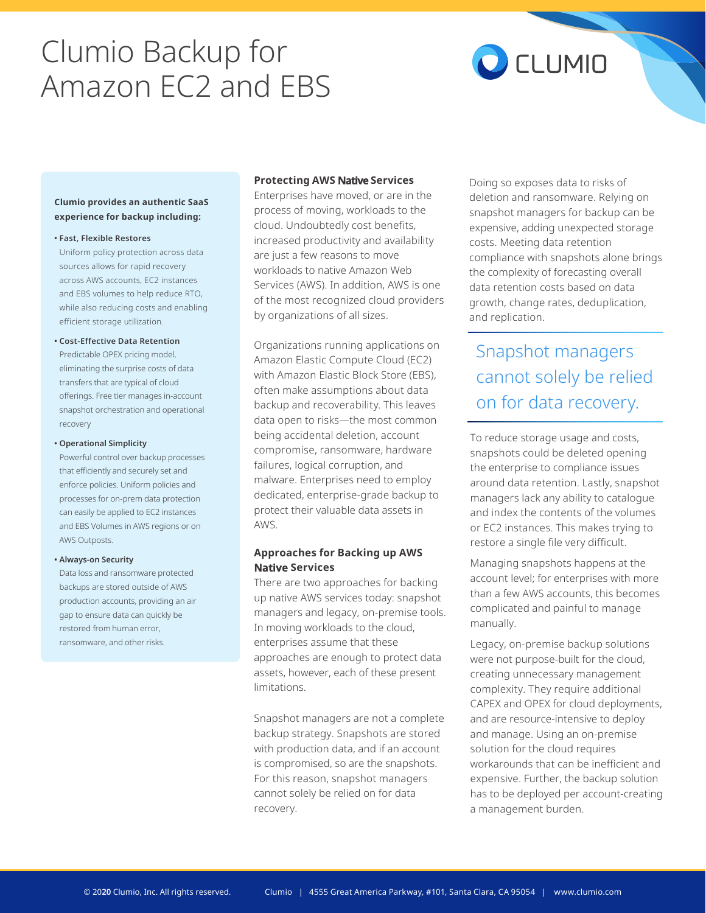# Clumio Backup for Amazon EC2 and EBS

**Clumio provides an authentic SaaS experience for backup including:**

- **Fast, Flexible Restores**
  Uniform policy protection across data sources allows for rapid recovery across AWS accounts, EC2 instances and EBS volumes to help reduce RTO, while also reducing costs and enabling efficient storage utilization.
- **Cost-Effective Data Retention**
  Predictable OPEX pricing model, eliminating the surprise costs of data transfers that are typical of cloud offerings. Free tier manages in-account snapshot orchestration and operational recovery
- **Operational Simplicity**
  Powerful control over backup processes that efficiently and securely set and enforce policies. Uniform policies and processes for on-prem data protection can easily be applied to EC2 instances and EBS Volumes in AWS regions or on AWS Outposts.
- **Always-on Security**
  Data loss and ransomware protected backups are stored outside of AWS production accounts, providing an air gap to ensure data can quickly be restored from human error, ransomware, and other risks.

### Protecting AWS Native Services

Enterprises have moved, or are in the process of moving, workloads to the cloud. Undoubtedly cost benefits, increased productivity and availability are just a few reasons to move workloads to native Amazon Web Services (AWS). In addition, AWS is one of the most recognized cloud providers by organizations of all sizes.

Organizations running applications on Amazon Elastic Compute Cloud (EC2) with Amazon Elastic Block Store (EBS), often make assumptions about data backup and recoverability. This leaves data open to risks—the most common being accidental deletion, account compromise, ransomware, hardware failures, logical corruption, and malware. Enterprises need to employ dedicated, enterprise-grade backup to protect their valuable data assets in AWS.

### Approaches for Backing up AWS Native Services

There are two approaches for backing up native AWS services today: snapshot managers and legacy, on-premise tools. In moving workloads to the cloud, enterprises assume that these approaches are enough to protect data assets, however, each of these present limitations.

Snapshot managers are not a complete backup strategy. Snapshots are stored with production data, and if an account is compromised, so are the snapshots. For this reason, snapshot managers cannot solely be relied on for data recovery.

Doing so exposes data to risks of deletion and ransomware. Relying on snapshot managers for backup can be expensive, adding unexpected storage costs. Meeting data retention compliance with snapshots alone brings the complexity of forecasting overall data retention costs based on data growth, change rates, deduplication, and replication.

> Snapshot managers cannot solely be relied on for data recovery.

To reduce storage usage and costs, snapshots could be deleted opening the enterprise to compliance issues around data retention. Lastly, snapshot managers lack any ability to catalogue and index the contents of the volumes or EC2 instances. This makes trying to restore a single file very difficult.

Managing snapshots happens at the account level; for enterprises with more than a few AWS accounts, this becomes complicated and painful to manage manually.

Legacy, on-premise backup solutions were not purpose-built for the cloud, creating unnecessary management complexity. They require additional CAPEX and OPEX for cloud deployments, and are resource-intensive to deploy and manage. Using an on-premise solution for the cloud requires workarounds that can be inefficient and expensive. Further, the backup solution has to be deployed per account-creating a management burden.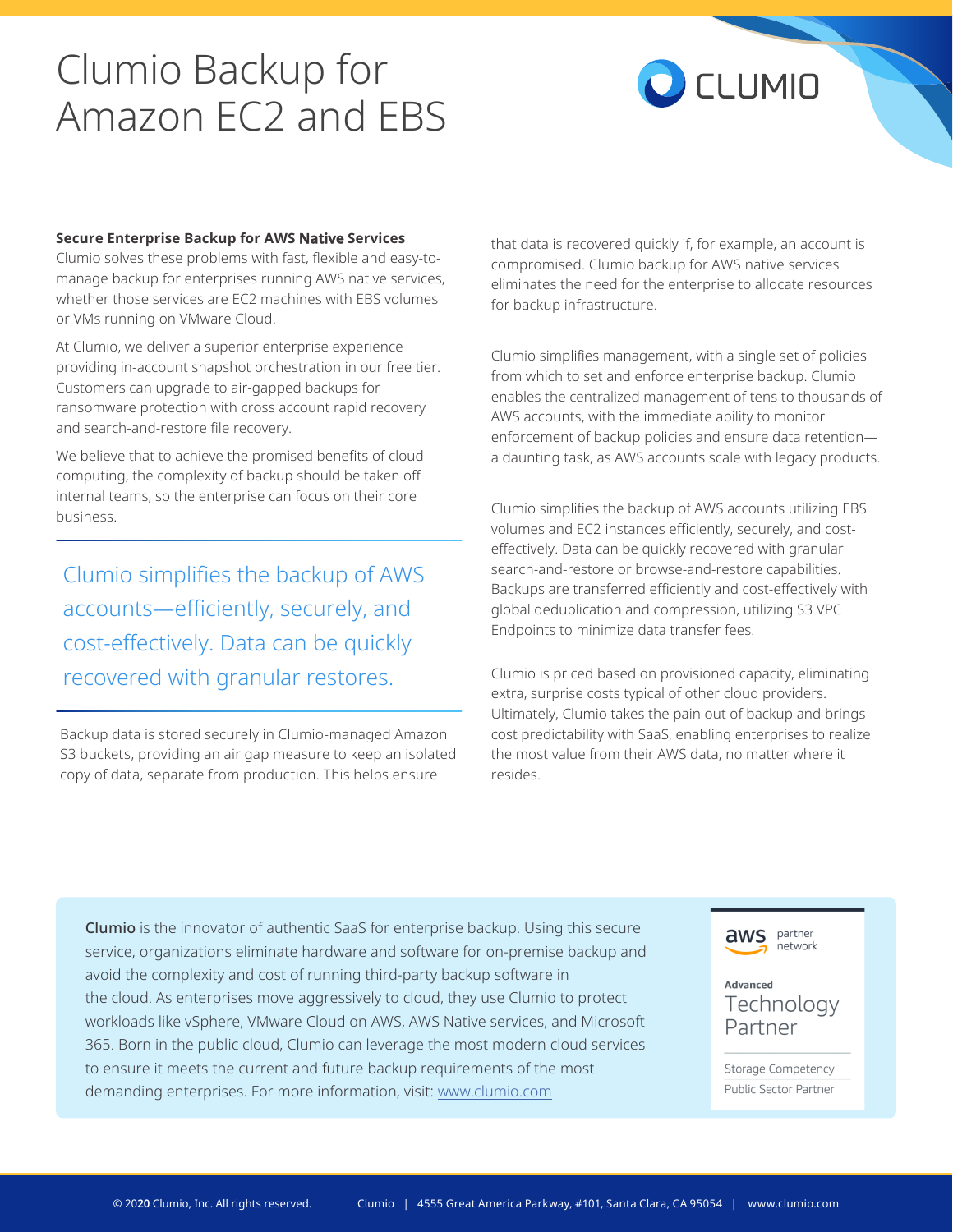# Clumio Backup for Amazon EC2 and EBS

**Secure Enterprise Backup for AWS Native Services**

Clumio solves these problems with fast, flexible and easy-to-manage backup for enterprises running AWS native services, whether those services are EC2 machines with EBS volumes or VMs running on VMware Cloud.

At Clumio, we deliver a superior enterprise experience providing in-account snapshot orchestration in our free tier. Customers can upgrade to air-gapped backups for ransomware protection with cross account rapid recovery and search-and-restore file recovery.

We believe that to achieve the promised benefits of cloud computing, the complexity of backup should be taken off internal teams, so the enterprise can focus on their core business.

> Clumio simplifies the backup of AWS accounts—efficiently, securely, and cost-effectively. Data can be quickly recovered with granular restores.

Backup data is stored securely in Clumio-managed Amazon S3 buckets, providing an air gap measure to keep an isolated copy of data, separate from production. This helps ensure that data is recovered quickly if, for example, an account is compromised. Clumio backup for AWS native services eliminates the need for the enterprise to allocate resources for backup infrastructure.

Clumio simplifies management, with a single set of policies from which to set and enforce enterprise backup. Clumio enables the centralized management of tens to thousands of AWS accounts, with the immediate ability to monitor enforcement of backup policies and ensure data retention—a daunting task, as AWS accounts scale with legacy products.

Clumio simplifies the backup of AWS accounts utilizing EBS volumes and EC2 instances efficiently, securely, and cost-effectively. Data can be quickly recovered with granular search-and-restore or browse-and-restore capabilities. Backups are transferred efficiently and cost-effectively with global deduplication and compression, utilizing S3 VPC Endpoints to minimize data transfer fees.

Clumio is priced based on provisioned capacity, eliminating extra, surprise costs typical of other cloud providers. Ultimately, Clumio takes the pain out of backup and brings cost predictability with SaaS, enabling enterprises to realize the most value from their AWS data, no matter where it resides.

**Clumio** is the innovator of authentic SaaS for enterprise backup. Using this secure service, organizations eliminate hardware and software for on-premise backup and avoid the complexity and cost of running third-party backup software in the cloud. As enterprises move aggressively to cloud, they use Clumio to protect workloads like vSphere, VMware Cloud on AWS, AWS Native services, and Microsoft 365. Born in the public cloud, Clumio can leverage the most modern cloud services to ensure it meets the current and future backup requirements of the most demanding enterprises. For more information, visit: www.clumio.com

aws partner network

Advanced
Technology Partner

Storage Competency
Public Sector Partner

© 2020 Clumio, Inc. All rights reserved. Clumio | 4555 Great America Parkway, #101, Santa Clara, CA 95054 | www.clumio.com